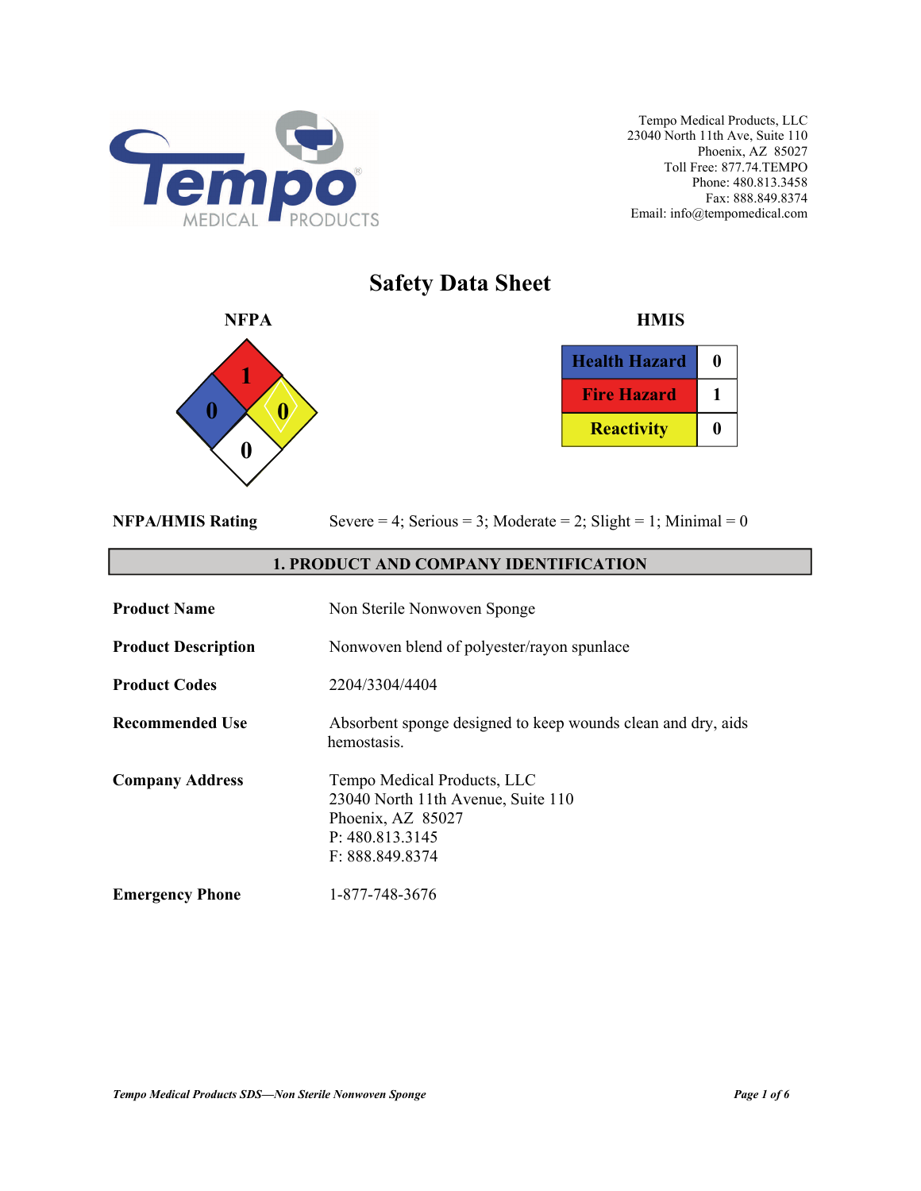Tempo Medical Products, LLC
23040 North 11th Ave, Suite 110
Phoenix, AZ 85027
Toll Free: 877.74.TEMPO
Phone: 480.813.3458
Fax: 888.849.8374
Email: info@tempomedical.com

# Safety Data Sheet

**NFPA**

1
0
0
0

**HMIS**

| | |
|---|---|
| **Health Hazard** | 0 |
| **Fire Hazard** | 1 |
| **Reactivity** | 0 |

**NFPA/HMIS Rating** Severe = 4; Serious = 3; Moderate = 2; Slight = 1; Minimal = 0

## 1. PRODUCT AND COMPANY IDENTIFICATION

**Product Name** Non Sterile Nonwoven Sponge

**Product Description** Nonwoven blend of polyester/rayon spunlace

**Product Codes** 2204/3304/4404

**Recommended Use** Absorbent sponge designed to keep wounds clean and dry, aids hemostasis.

**Company Address** Tempo Medical Products, LLC
23040 North 11th Avenue, Suite 110
Phoenix, AZ 85027
P: 480.813.3145
F: 888.849.8374

**Emergency Phone** 1-877-748-3676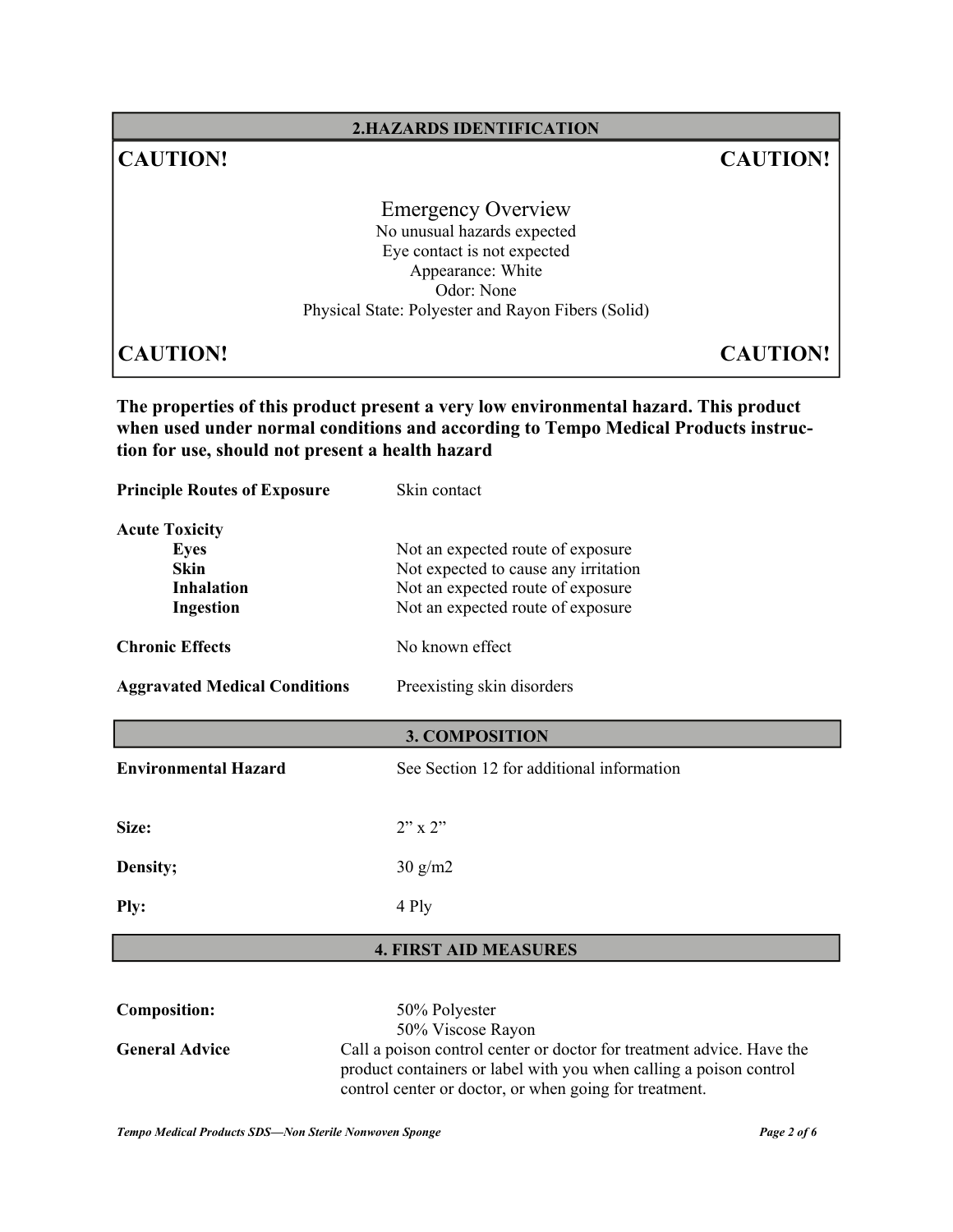## 2.HAZARDS IDENTIFICATION

**CAUTION!** **CAUTION!**

Emergency Overview

No unusual hazards expected

Eye contact is not expected

Appearance: White

Odor: None

Physical State: Polyester and Rayon Fibers (Solid)

**CAUTION!** **CAUTION!**

**The properties of this product present a very low environmental hazard. This product when used under normal conditions and according to Tempo Medical Products instruction for use, should not present a health hazard**

| | |
|---|---|
| **Principle Routes of Exposure** | Skin contact |
| **Acute Toxicity** | |
| **Eyes** | Not an expected route of exposure |
| **Skin** | Not expected to cause any irritation |
| **Inhalation** | Not an expected route of exposure |
| **Ingestion** | Not an expected route of exposure |
| **Chronic Effects** | No known effect |
| **Aggravated Medical Conditions** | Preexisting skin disorders |

## 3. COMPOSITION

| | |
|---|---|
| **Environmental Hazard** | See Section 12 for additional information |
| **Size:** | 2” x 2” |
| **Density;** | 30 g/m2 |
| **Ply:** | 4 Ply |

## 4. FIRST AID MEASURES

| | |
|---|---|
| **Composition:** | 50% Polyester<br>50% Viscose Rayon |
| **General Advice** | Call a poison control center or doctor for treatment advice. Have the product containers or label with you when calling a poison control control center or doctor, or when going for treatment. |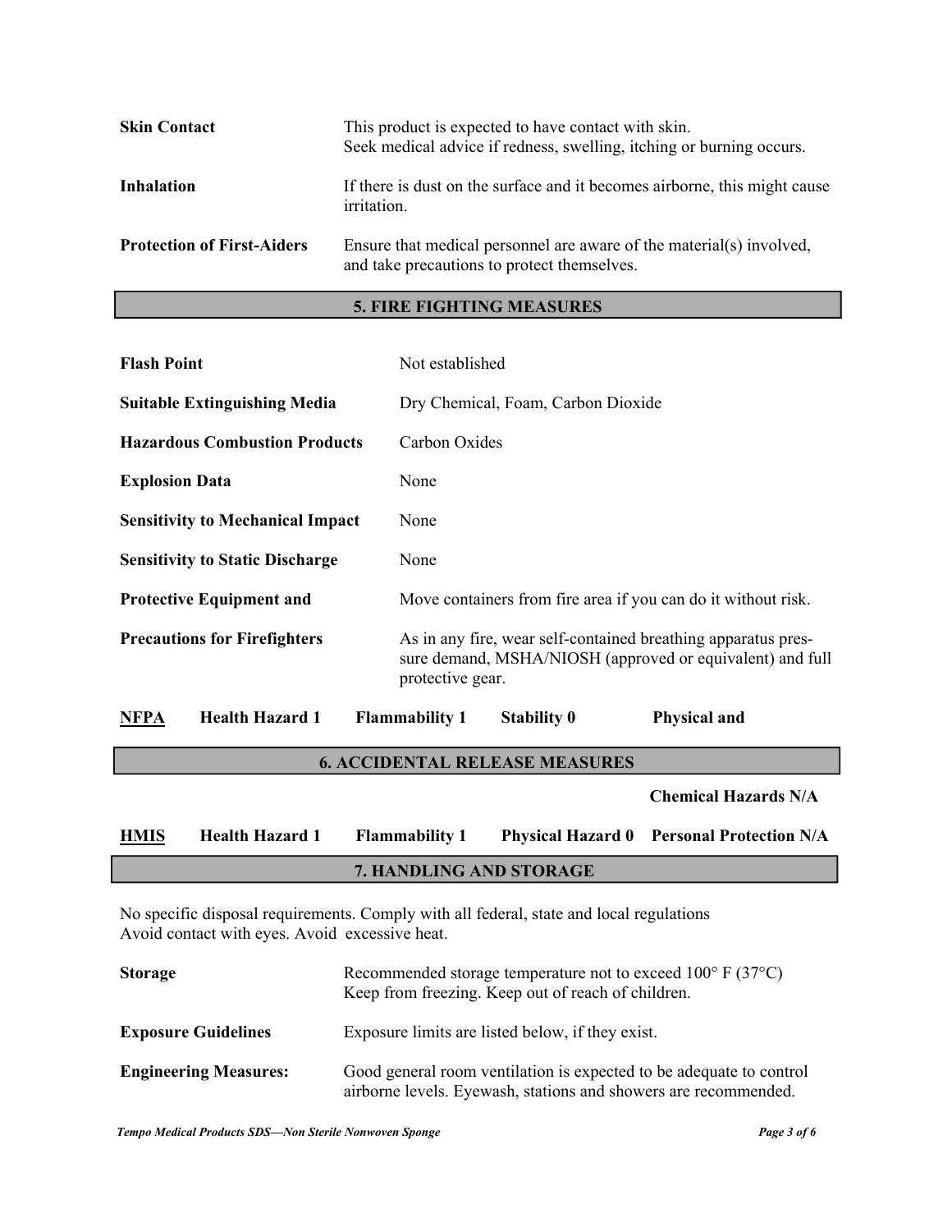**Skin Contact** This product is expected to have contact with skin. Seek medical advice if redness, swelling, itching or burning occurs.

**Inhalation** If there is dust on the surface and it becomes airborne, this might cause irritation.

**Protection of First-Aiders** Ensure that medical personnel are aware of the material(s) involved, and take precautions to protect themselves.

## 5. FIRE FIGHTING MEASURES

**Flash Point** Not established

**Suitable Extinguishing Media** Dry Chemical, Foam, Carbon Dioxide

**Hazardous Combustion Products** Carbon Oxides

**Explosion Data** None

**Sensitivity to Mechanical Impact** None

**Sensitivity to Static Discharge** None

**Protective Equipment and Precautions for Firefighters** Move containers from fire area if you can do it without risk. As in any fire, wear self-contained breathing apparatus pressure demand, MSHA/NIOSH (approved or equivalent) and full protective gear.

**NFPA** **Health Hazard 1** **Flammability 1** **Stability 0** **Physical and Chemical Hazards N/A**

## 6. ACCIDENTAL RELEASE MEASURES

**HMIS** **Health Hazard 1** **Flammability 1** **Physical Hazard 0** **Personal Protection N/A**

## 7. HANDLING AND STORAGE

No specific disposal requirements. Comply with all federal, state and local regulations
Avoid contact with eyes. Avoid excessive heat.

**Storage** Recommended storage temperature not to exceed 100° F (37°C) Keep from freezing. Keep out of reach of children.

**Exposure Guidelines** Exposure limits are listed below, if they exist.

**Engineering Measures:** Good general room ventilation is expected to be adequate to control airborne levels. Eyewash, stations and showers are recommended.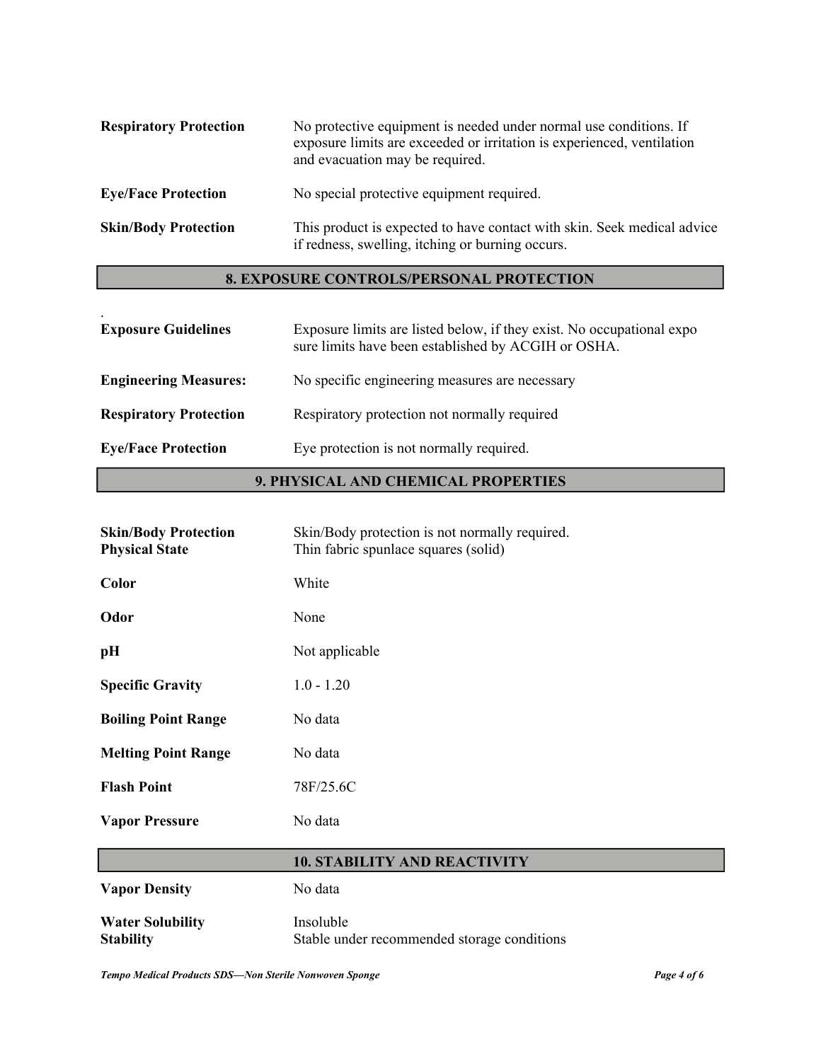**Respiratory Protection** No protective equipment is needed under normal use conditions. If exposure limits are exceeded or irritation is experienced, ventilation and evacuation may be required.

**Eye/Face Protection** No special protective equipment required.

**Skin/Body Protection** This product is expected to have contact with skin. Seek medical advice if redness, swelling, itching or burning occurs.

## 8. EXPOSURE CONTROLS/PERSONAL PROTECTION

.

**Exposure Guidelines** Exposure limits are listed below, if they exist. No occupational expo sure limits have been established by ACGIH or OSHA.

**Engineering Measures:** No specific engineering measures are necessary

**Respiratory Protection** Respiratory protection not normally required

**Eye/Face Protection** Eye protection is not normally required.

## 9. PHYSICAL AND CHEMICAL PROPERTIES

**Skin/Body Protection** Skin/Body protection is not normally required.
**Physical State** Thin fabric spunlace squares (solid)

**Color** White

**Odor** None

**pH** Not applicable

**Specific Gravity** 1.0 - 1.20

**Boiling Point Range** No data

**Melting Point Range** No data

**Flash Point** 78F/25.6C

**Vapor Pressure** No data

## 10. STABILITY AND REACTIVITY

**Vapor Density** No data

**Water Solubility** Insoluble
**Stability** Stable under recommended storage conditions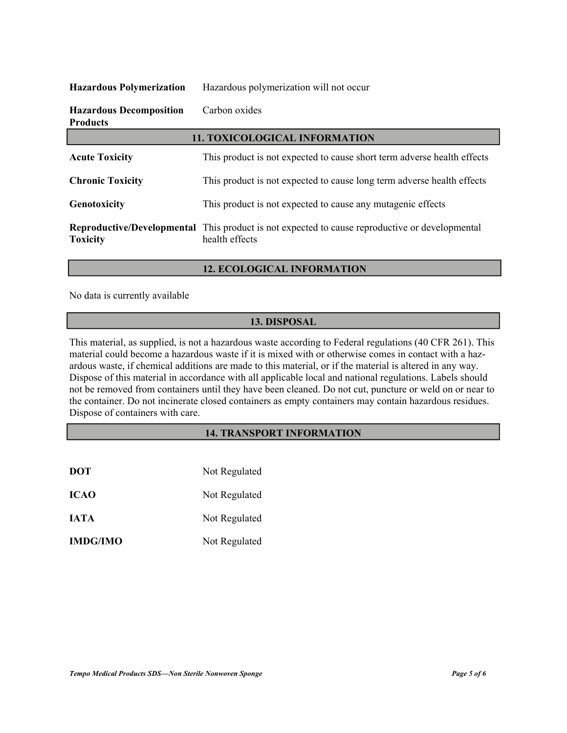| | |
|---|---|
| **Hazardous Polymerization** | Hazardous polymerization will not occur |
| **Hazardous Decomposition Products** | Carbon oxides |

## 11. TOXICOLOGICAL INFORMATION

| | |
|---|---|
| **Acute Toxicity** | This product is not expected to cause short term adverse health effects |
| **Chronic Toxicity** | This product is not expected to cause long term adverse health effects |
| **Genotoxicity** | This product is not expected to cause any mutagenic effects |
| **Reproductive/Developmental Toxicity** | This product is not expected to cause reproductive or developmental health effects |

## 12. ECOLOGICAL INFORMATION

No data is currently available

## 13. DISPOSAL

This material, as supplied, is not a hazardous waste according to Federal regulations (40 CFR 261). This material could become a hazardous waste if it is mixed with or otherwise comes in contact with a hazardous waste, if chemical additions are made to this material, or if the material is altered in any way. Dispose of this material in accordance with all applicable local and national regulations. Labels should not be removed from containers until they have been cleaned. Do not cut, puncture or weld on or near to the container. Do not incinerate closed containers as empty containers may contain hazardous residues. Dispose of containers with care.

## 14. TRANSPORT INFORMATION

| | |
|---|---|
| **DOT** | Not Regulated |
| **ICAO** | Not Regulated |
| **IATA** | Not Regulated |
| **IMDG/IMO** | Not Regulated |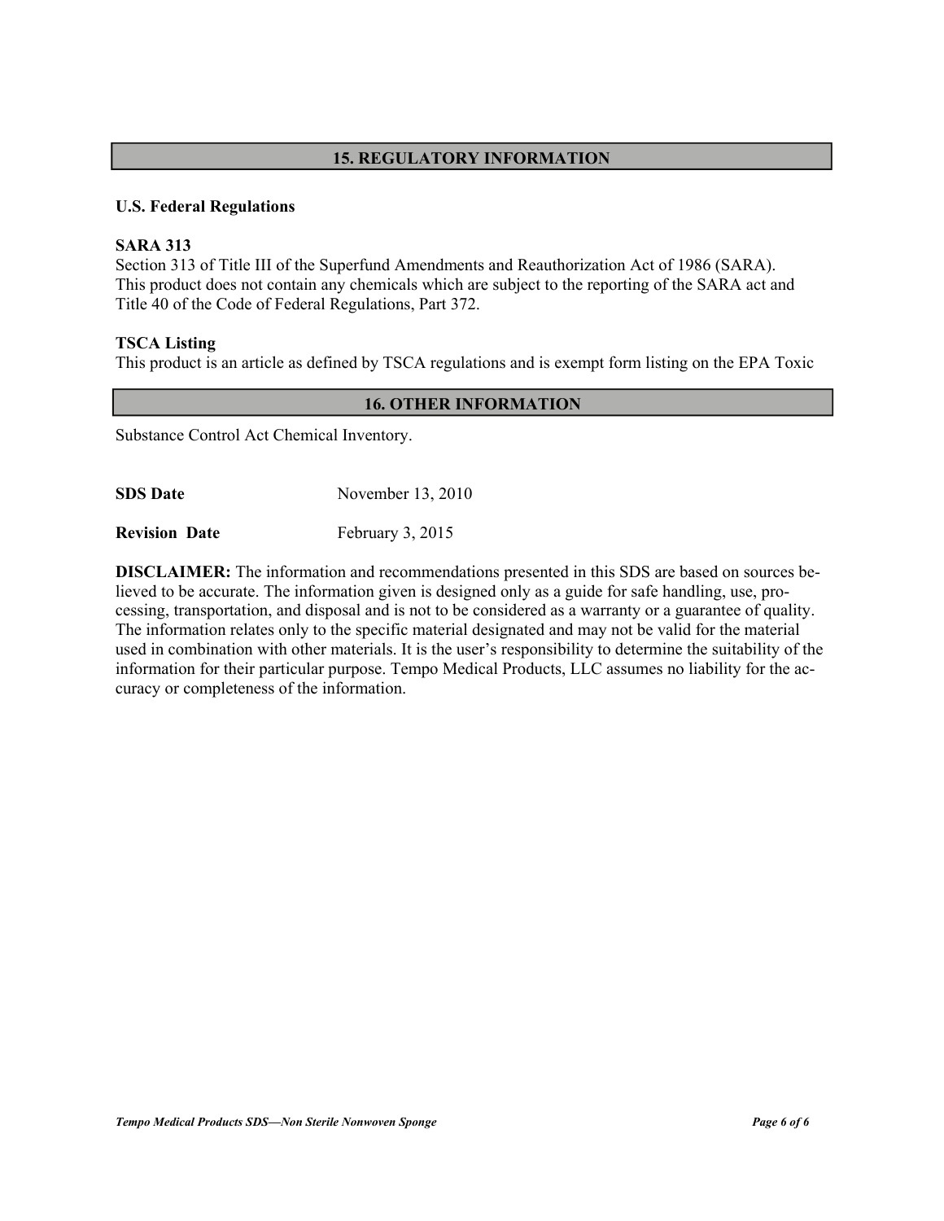## 15. REGULATORY INFORMATION

**U.S. Federal Regulations**

**SARA 313**

Section 313 of Title III of the Superfund Amendments and Reauthorization Act of 1986 (SARA). This product does not contain any chemicals which are subject to the reporting of the SARA act and Title 40 of the Code of Federal Regulations, Part 372.

**TSCA Listing**

This product is an article as defined by TSCA regulations and is exempt form listing on the EPA Toxic

## 16. OTHER INFORMATION

Substance Control Act Chemical Inventory.

**SDS Date** November 13, 2010

**Revision Date** February 3, 2015

**DISCLAIMER:** The information and recommendations presented in this SDS are based on sources believed to be accurate. The information given is designed only as a guide for safe handling, use, processing, transportation, and disposal and is not to be considered as a warranty or a guarantee of quality. The information relates only to the specific material designated and may not be valid for the material used in combination with other materials. It is the user's responsibility to determine the suitability of the information for their particular purpose. Tempo Medical Products, LLC assumes no liability for the accuracy or completeness of the information.